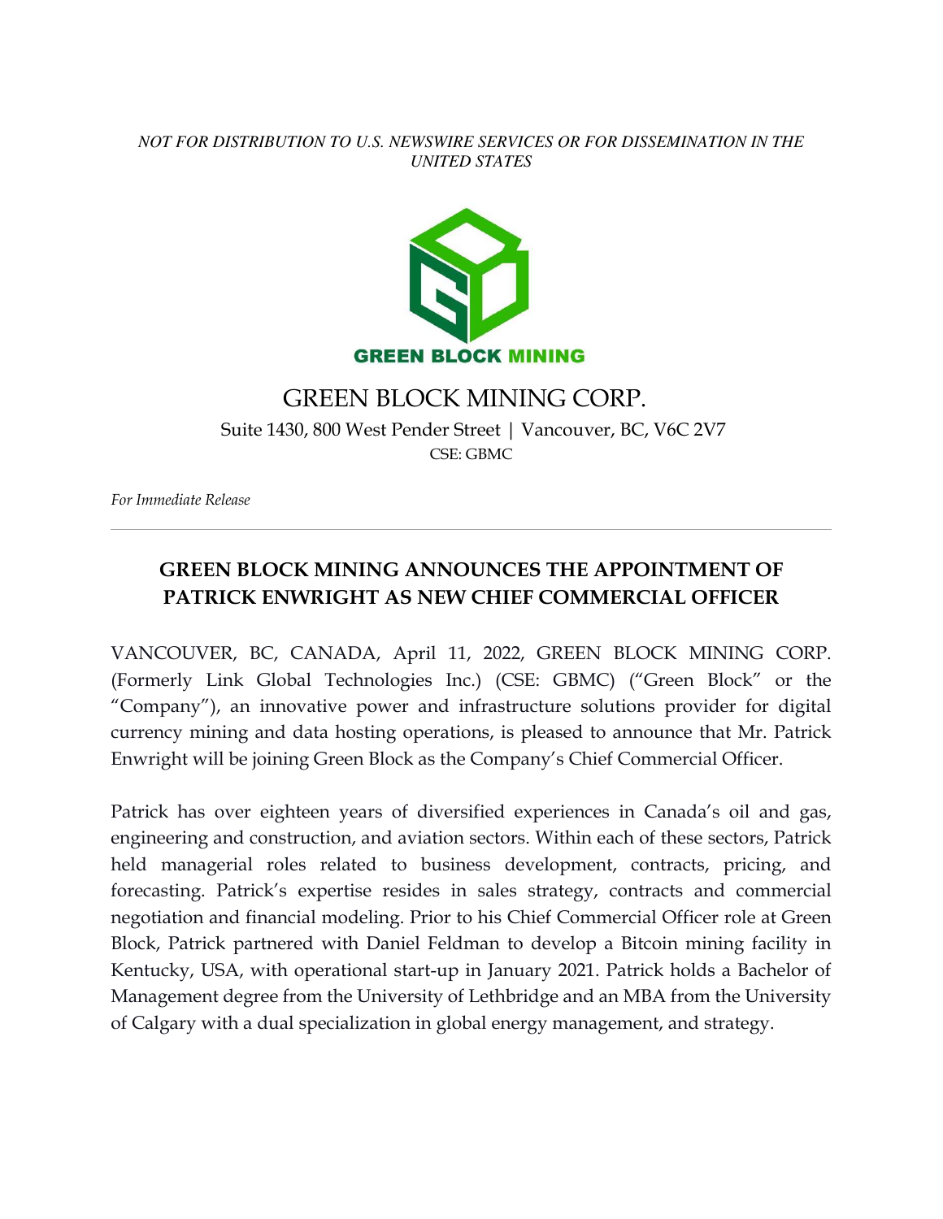*NOT FOR DISTRIBUTION TO U.S. NEWSWIRE SERVICES OR FOR DISSEMINATION IN THE UNITED STATES*

GREEN BLOCK MINING

# GREEN BLOCK MINING CORP.

Suite 1430, 800 West Pender Street | Vancouver, BC, V6C 2V7

CSE: GBMC

*For Immediate Release*

---

## GREEN BLOCK MINING ANNOUNCES THE APPOINTMENT OF PATRICK ENWRIGHT AS NEW CHIEF COMMERCIAL OFFICER

VANCOUVER, BC, CANADA, April 11, 2022, GREEN BLOCK MINING CORP. (Formerly Link Global Technologies Inc.) (CSE: GBMC) ("Green Block" or the "Company"), an innovative power and infrastructure solutions provider for digital currency mining and data hosting operations, is pleased to announce that Mr. Patrick Enwright will be joining Green Block as the Company's Chief Commercial Officer.

Patrick has over eighteen years of diversified experiences in Canada's oil and gas, engineering and construction, and aviation sectors. Within each of these sectors, Patrick held managerial roles related to business development, contracts, pricing, and forecasting. Patrick's expertise resides in sales strategy, contracts and commercial negotiation and financial modeling. Prior to his Chief Commercial Officer role at Green Block, Patrick partnered with Daniel Feldman to develop a Bitcoin mining facility in Kentucky, USA, with operational start-up in January 2021. Patrick holds a Bachelor of Management degree from the University of Lethbridge and an MBA from the University of Calgary with a dual specialization in global energy management, and strategy.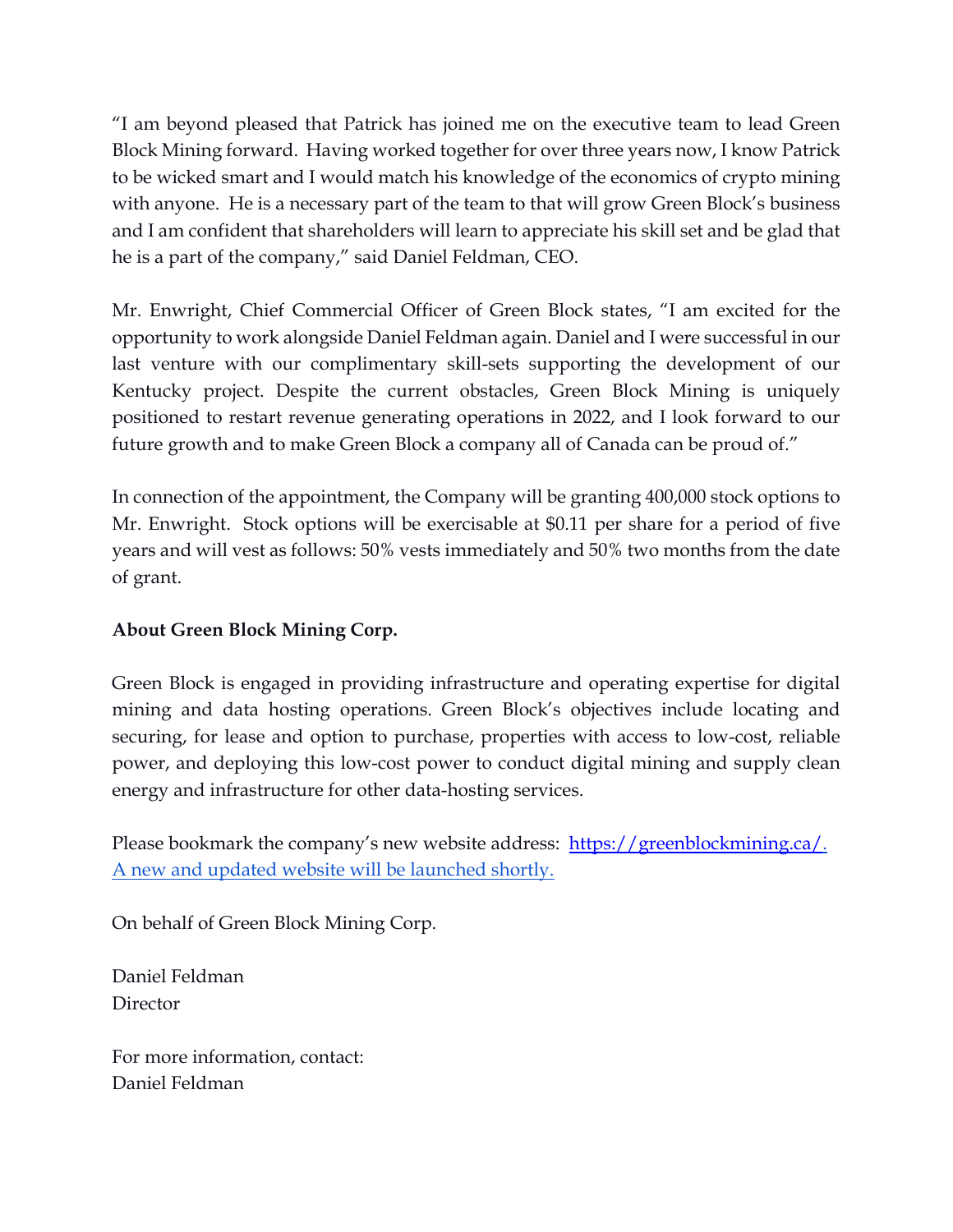"I am beyond pleased that Patrick has joined me on the executive team to lead Green Block Mining forward. Having worked together for over three years now, I know Patrick to be wicked smart and I would match his knowledge of the economics of crypto mining with anyone. He is a necessary part of the team to that will grow Green Block's business and I am confident that shareholders will learn to appreciate his skill set and be glad that he is a part of the company," said Daniel Feldman, CEO.

Mr. Enwright, Chief Commercial Officer of Green Block states, "I am excited for the opportunity to work alongside Daniel Feldman again. Daniel and I were successful in our last venture with our complimentary skill-sets supporting the development of our Kentucky project. Despite the current obstacles, Green Block Mining is uniquely positioned to restart revenue generating operations in 2022, and I look forward to our future growth and to make Green Block a company all of Canada can be proud of."

In connection of the appointment, the Company will be granting 400,000 stock options to Mr. Enwright. Stock options will be exercisable at $0.11 per share for a period of five years and will vest as follows: 50% vests immediately and 50% two months from the date of grant.

**About Green Block Mining Corp.**

Green Block is engaged in providing infrastructure and operating expertise for digital mining and data hosting operations. Green Block's objectives include locating and securing, for lease and option to purchase, properties with access to low-cost, reliable power, and deploying this low-cost power to conduct digital mining and supply clean energy and infrastructure for other data-hosting services.

Please bookmark the company's new website address: [https://greenblockmining.ca/. A new and updated website will be launched shortly.](https://greenblockmining.ca/)

On behalf of Green Block Mining Corp.

Daniel Feldman
Director

For more information, contact:
Daniel Feldman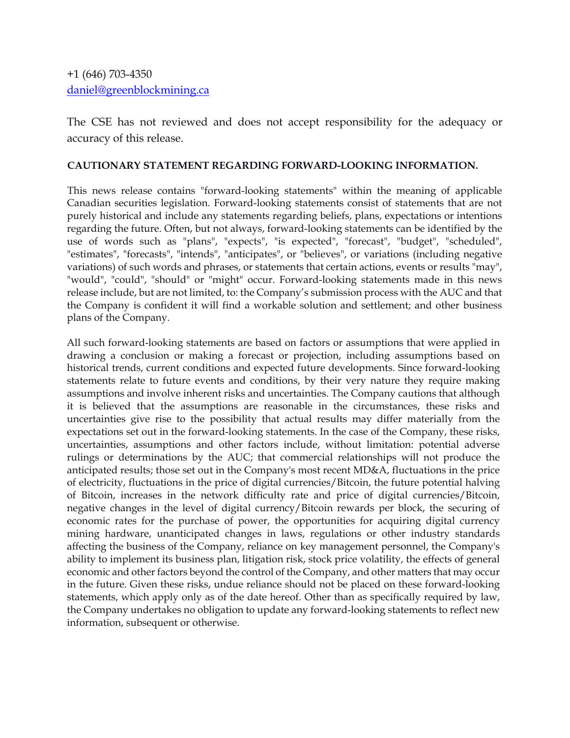+1 (646) 703-4350
[daniel@greenblockmining.ca](mailto:daniel@greenblockmining.ca)

The CSE has not reviewed and does not accept responsibility for the adequacy or accuracy of this release.

**CAUTIONARY STATEMENT REGARDING FORWARD-LOOKING INFORMATION.**

This news release contains "forward-looking statements" within the meaning of applicable Canadian securities legislation. Forward-looking statements consist of statements that are not purely historical and include any statements regarding beliefs, plans, expectations or intentions regarding the future. Often, but not always, forward-looking statements can be identified by the use of words such as "plans", "expects", "is expected", "forecast", "budget", "scheduled", "estimates", "forecasts", "intends", "anticipates", or "believes", or variations (including negative variations) of such words and phrases, or statements that certain actions, events or results "may", "would", "could", "should" or "might" occur. Forward-looking statements made in this news release include, but are not limited, to: the Company's submission process with the AUC and that the Company is confident it will find a workable solution and settlement; and other business plans of the Company.

All such forward-looking statements are based on factors or assumptions that were applied in drawing a conclusion or making a forecast or projection, including assumptions based on historical trends, current conditions and expected future developments. Since forward-looking statements relate to future events and conditions, by their very nature they require making assumptions and involve inherent risks and uncertainties. The Company cautions that although it is believed that the assumptions are reasonable in the circumstances, these risks and uncertainties give rise to the possibility that actual results may differ materially from the expectations set out in the forward-looking statements. In the case of the Company, these risks, uncertainties, assumptions and other factors include, without limitation: potential adverse rulings or determinations by the AUC; that commercial relationships will not produce the anticipated results; those set out in the Company's most recent MD&A, fluctuations in the price of electricity, fluctuations in the price of digital currencies/Bitcoin, the future potential halving of Bitcoin, increases in the network difficulty rate and price of digital currencies/Bitcoin, negative changes in the level of digital currency/Bitcoin rewards per block, the securing of economic rates for the purchase of power, the opportunities for acquiring digital currency mining hardware, unanticipated changes in laws, regulations or other industry standards affecting the business of the Company, reliance on key management personnel, the Company's ability to implement its business plan, litigation risk, stock price volatility, the effects of general economic and other factors beyond the control of the Company, and other matters that may occur in the future. Given these risks, undue reliance should not be placed on these forward-looking statements, which apply only as of the date hereof. Other than as specifically required by law, the Company undertakes no obligation to update any forward-looking statements to reflect new information, subsequent or otherwise.